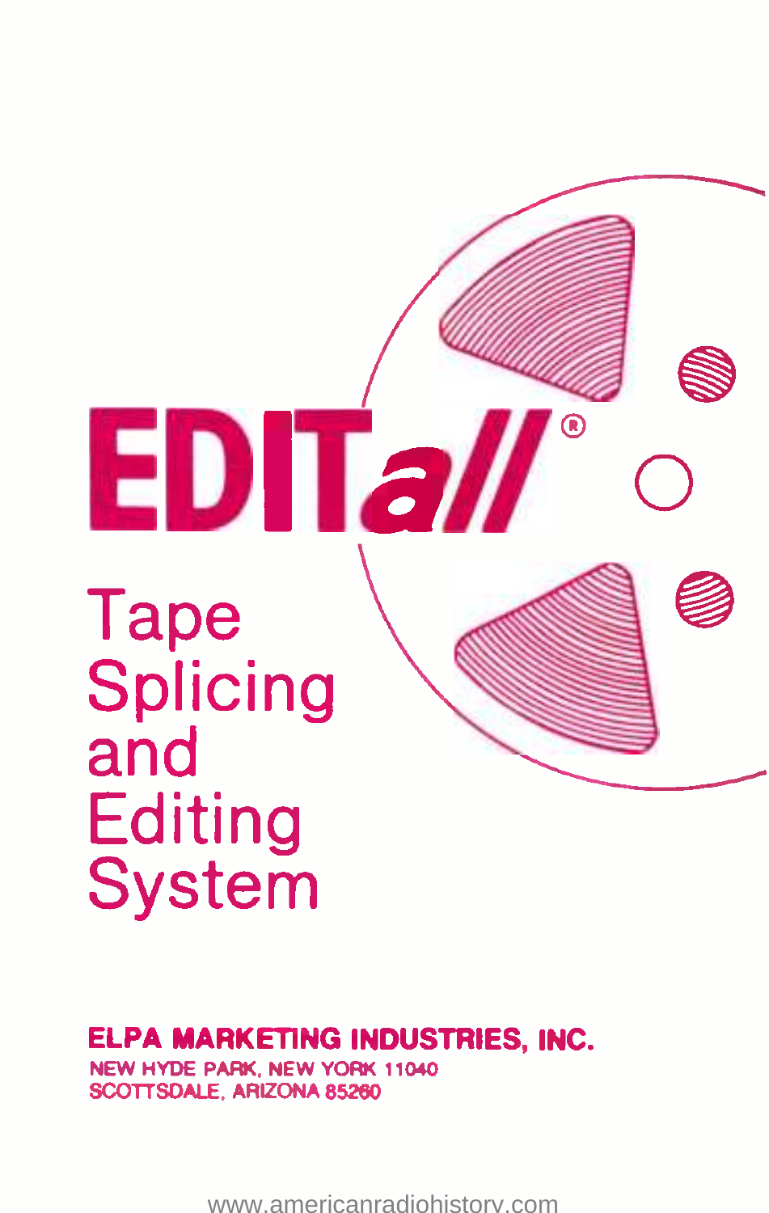# EDITall®

## Tape Splicing and Editing System

**ELPA MARKETING INDUSTRIES, INC.**
NEW HYDE PARK, NEW YORK 11040
SCOTTSDALE, ARIZONA 85260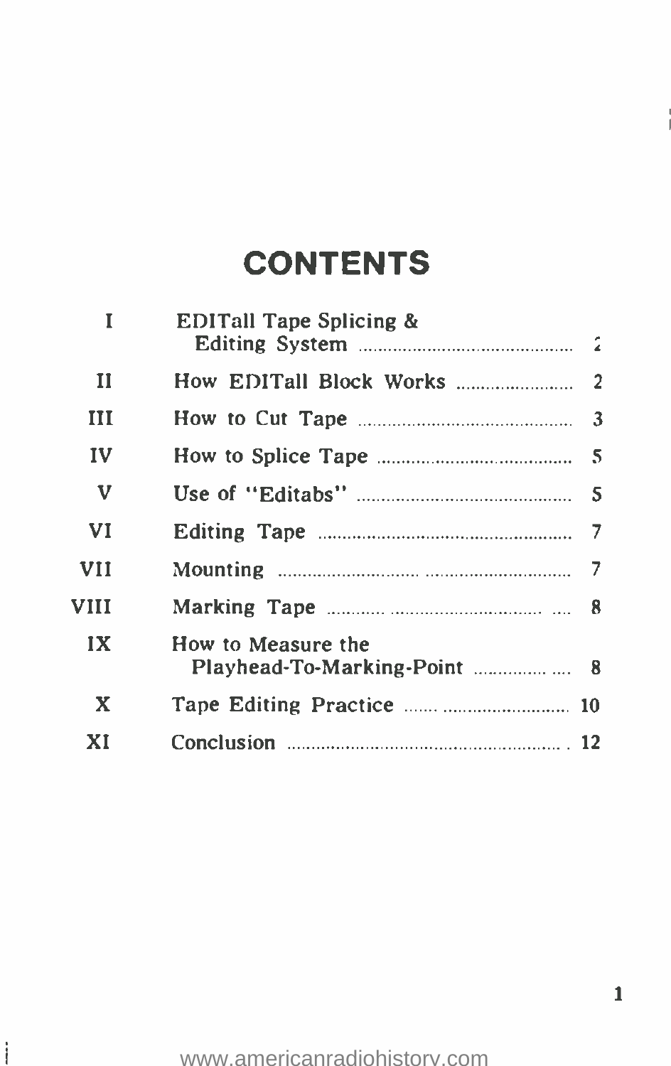# CONTENTS

| | | |
|---|---|---|
| I | EDITall Tape Splicing & Editing System | 2 |
| II | How EDITall Block Works | 2 |
| III | How to Cut Tape | 3 |
| IV | How to Splice Tape | 5 |
| V | Use of "Editabs" | 5 |
| VI | Editing Tape | 7 |
| VII | Mounting | 7 |
| VIII | Marking Tape | 8 |
| IX | How to Measure the Playhead-To-Marking-Point | 8 |
| X | Tape Editing Practice | 10 |
| XI | Conclusion | 12 |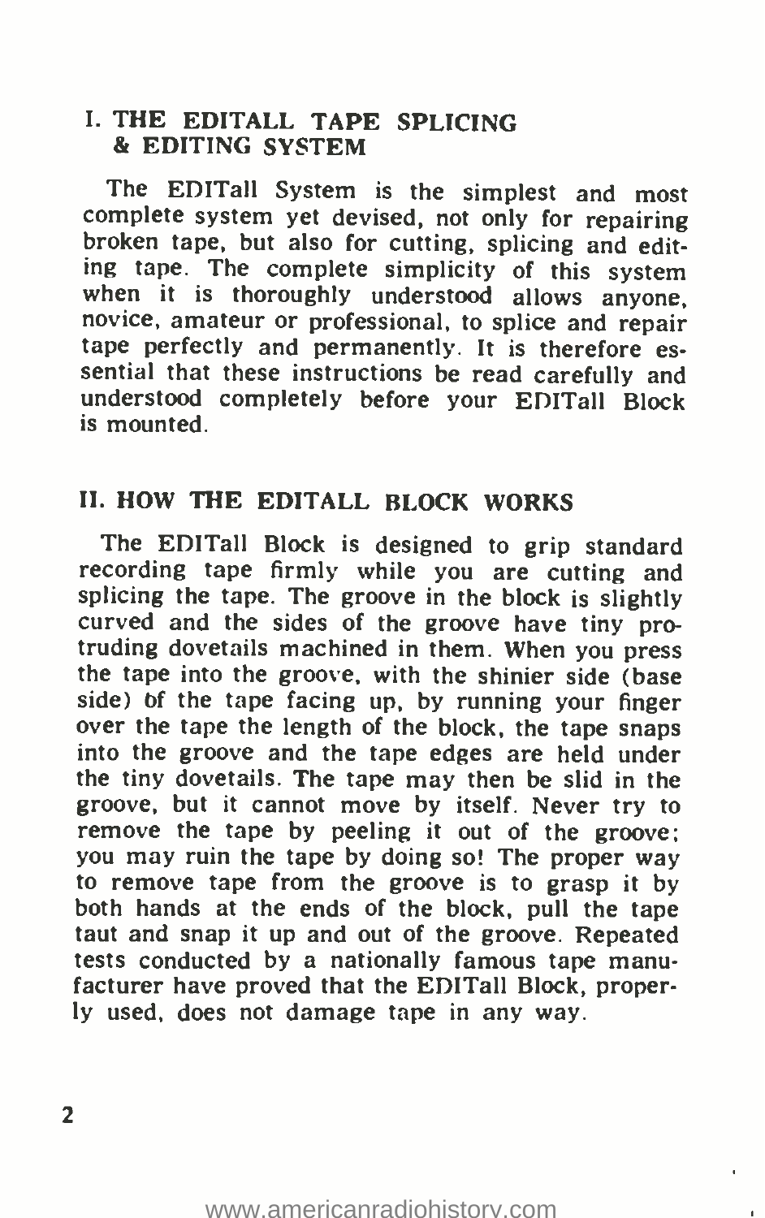## I. THE EDITALL TAPE SPLICING & EDITING SYSTEM

The EDITall System is the simplest and most complete system yet devised, not only for repairing broken tape, but also for cutting, splicing and editing tape. The complete simplicity of this system when it is thoroughly understood allows anyone, novice, amateur or professional, to splice and repair tape perfectly and permanently. It is therefore essential that these instructions be read carefully and understood completely before your EDITall Block is mounted.

## II. HOW THE EDITALL BLOCK WORKS

The EDITall Block is designed to grip standard recording tape firmly while you are cutting and splicing the tape. The groove in the block is slightly curved and the sides of the groove have tiny protruding dovetails machined in them. When you press the tape into the groove, with the shinier side (base side) of the tape facing up, by running your finger over the tape the length of the block, the tape snaps into the groove and the tape edges are held under the tiny dovetails. The tape may then be slid in the groove, but it cannot move by itself. Never try to remove the tape by peeling it out of the groove; you may ruin the tape by doing so! The proper way to remove tape from the groove is to grasp it by both hands at the ends of the block, pull the tape taut and snap it up and out of the groove. Repeated tests conducted by a nationally famous tape manufacturer have proved that the EDITall Block, properly used, does not damage tape in any way.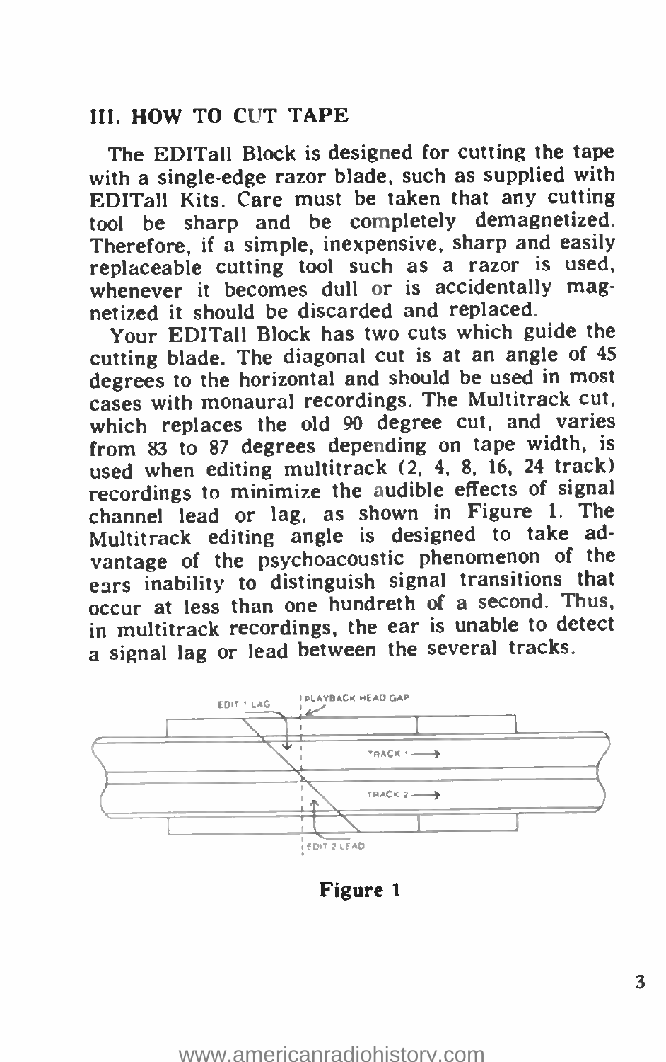## III. HOW TO CUT TAPE

The EDITall Block is designed for cutting the tape with a single-edge razor blade, such as supplied with EDITall Kits. Care must be taken that any cutting tool be sharp and be completely demagnetized. Therefore, if a simple, inexpensive, sharp and easily replaceable cutting tool such as a razor is used, whenever it becomes dull or is accidentally magnetized it should be discarded and replaced.

Your EDITall Block has two cuts which guide the cutting blade. The diagonal cut is at an angle of 45 degrees to the horizontal and should be used in most cases with monaural recordings. The Multitrack cut, which replaces the old 90 degree cut, and varies from 83 to 87 degrees depending on tape width, is used when editing multitrack (2, 4, 8, 16, 24 track) recordings to minimize the audible effects of signal channel lead or lag, as shown in Figure 1. The Multitrack editing angle is designed to take advantage of the psychoacoustic phenomenon of the ears inability to distinguish signal transitions that occur at less than one hundreth of a second. Thus, in multitrack recordings, the ear is unable to detect a signal lag or lead between the several tracks.

EDIT 1 LAG

PLAYBACK HEAD GAP

TRACK 1 ⟶

TRACK 2 ⟶

EDIT 2 LEAD

**Figure 1**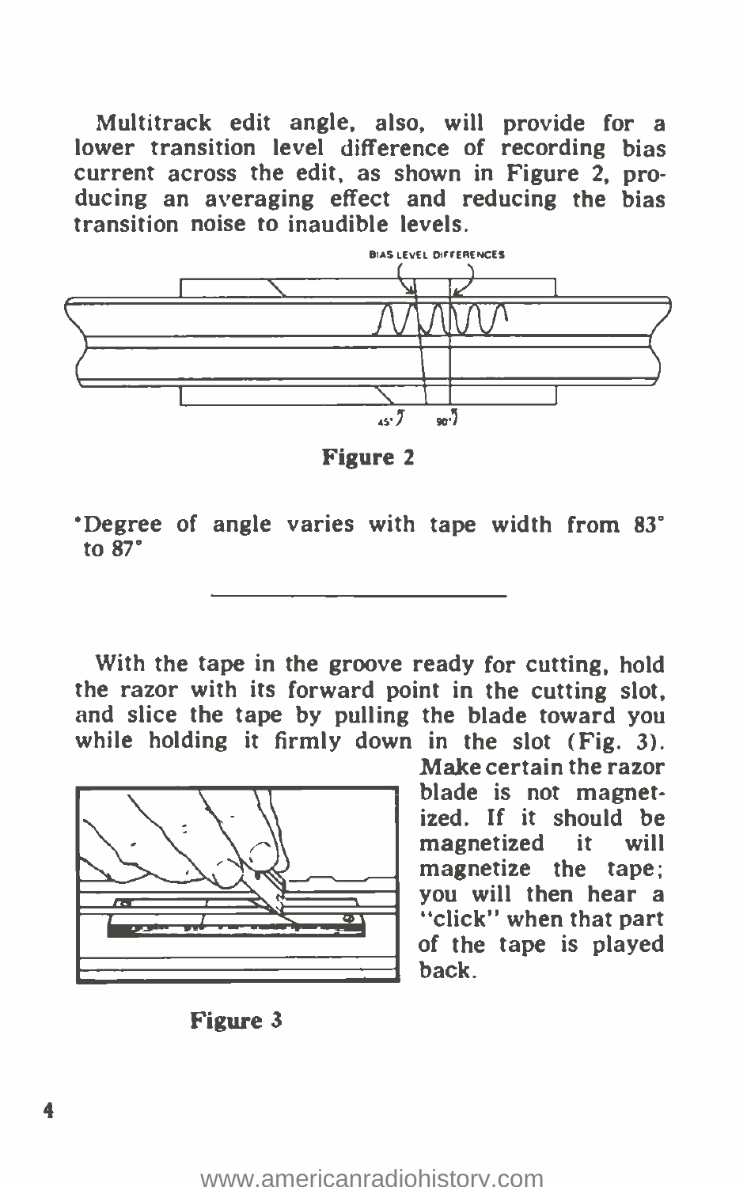Multitrack edit angle, also, will provide for a lower transition level difference of recording bias current across the edit, as shown in Figure 2, producing an averaging effect and reducing the bias transition noise to inaudible levels.

BIAS LEVEL DIFFERENCES

45° 90°*

**Figure 2**

*Degree of angle varies with tape width from 83° to 87°

---

With the tape in the groove ready for cutting, hold the razor with its forward point in the cutting slot, and slice the tape by pulling the blade toward you while holding it firmly down in the slot (Fig. 3). Make certain the razor blade is not magnetized. If it should be magnetized it will magnetize the tape; you will then hear a "click" when that part of the tape is played back.

**Figure 3**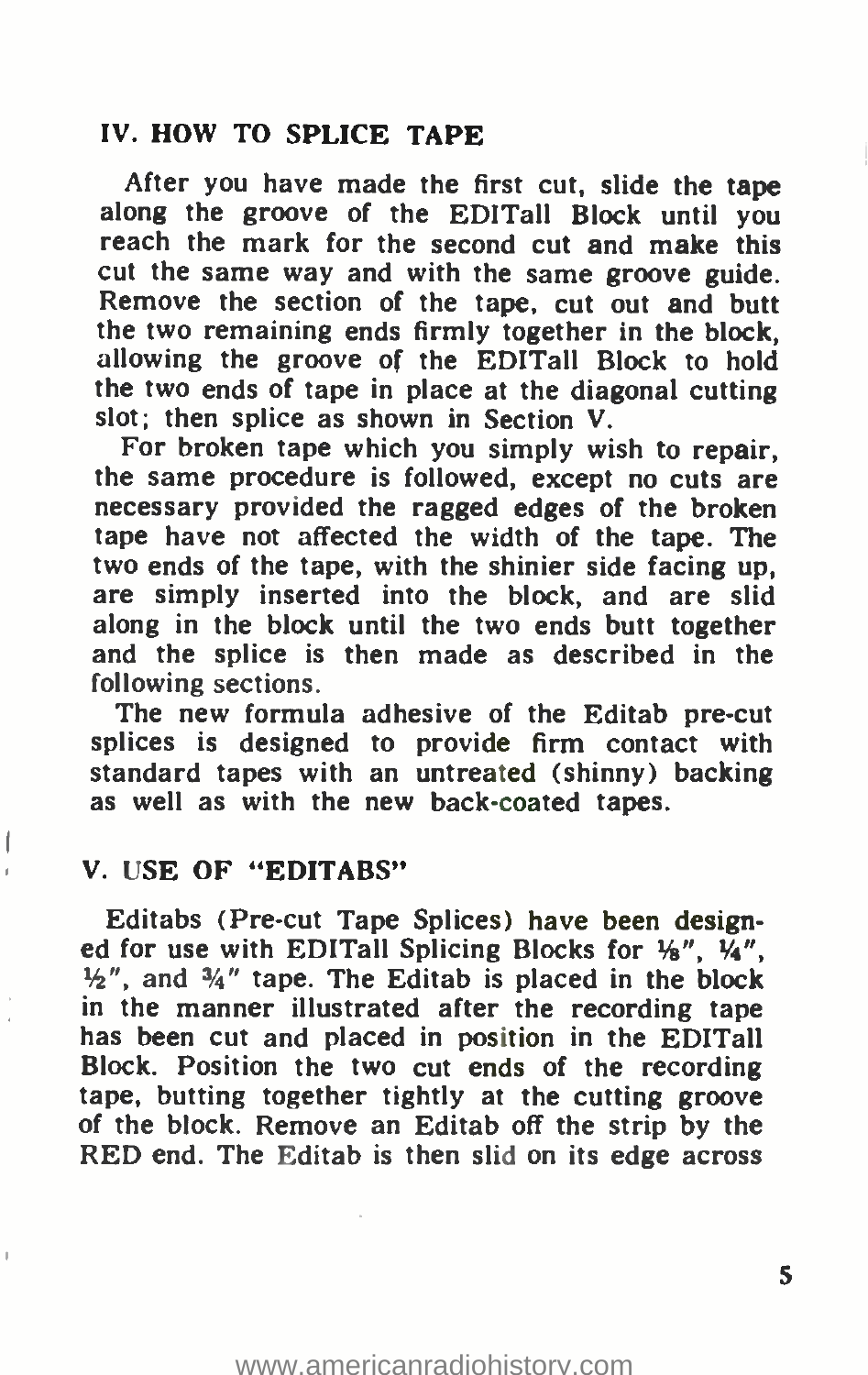## IV. HOW TO SPLICE TAPE

After you have made the first cut, slide the tape along the groove of the EDITall Block until you reach the mark for the second cut and make this cut the same way and with the same groove guide. Remove the section of the tape, cut out and butt the two remaining ends firmly together in the block, allowing the groove of the EDITall Block to hold the two ends of tape in place at the diagonal cutting slot; then splice as shown in Section V.

For broken tape which you simply wish to repair, the same procedure is followed, except no cuts are necessary provided the ragged edges of the broken tape have not affected the width of the tape. The two ends of the tape, with the shinier side facing up, are simply inserted into the block, and are slid along in the block until the two ends butt together and the splice is then made as described in the following sections.

The new formula adhesive of the Editab pre-cut splices is designed to provide firm contact with standard tapes with an untreated (shinny) backing as well as with the new back-coated tapes.

## V. USE OF "EDITABS"

Editabs (Pre-cut Tape Splices) have been designed for use with EDITall Splicing Blocks for ⅛", ¼", ½", and ¾" tape. The Editab is placed in the block in the manner illustrated after the recording tape has been cut and placed in position in the EDITall Block. Position the two cut ends of the recording tape, butting together tightly at the cutting groove of the block. Remove an Editab off the strip by the RED end. The Editab is then slid on its edge across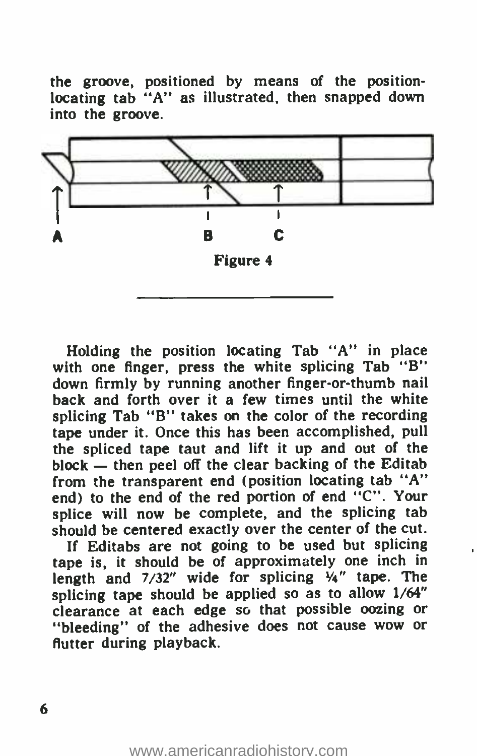the groove, positioned by means of the position-locating tab "A" as illustrated, then snapped down into the groove.

A B C

Figure 4

Holding the position locating Tab "A" in place with one finger, press the white splicing Tab "B" down firmly by running another finger-or-thumb nail back and forth over it a few times until the white splicing Tab "B" takes on the color of the recording tape under it. Once this has been accomplished, pull the spliced tape taut and lift it up and out of the block — then peel off the clear backing of the Editab from the transparent end (position locating tab "A" end) to the end of the red portion of end "C". Your splice will now be complete, and the splicing tab should be centered exactly over the center of the cut.

If Editabs are not going to be used but splicing tape is, it should be of approximately one inch in length and 7/32" wide for splicing ¼" tape. The splicing tape should be applied so as to allow 1/64" clearance at each edge so that possible oozing or "bleeding" of the adhesive does not cause wow or flutter during playback.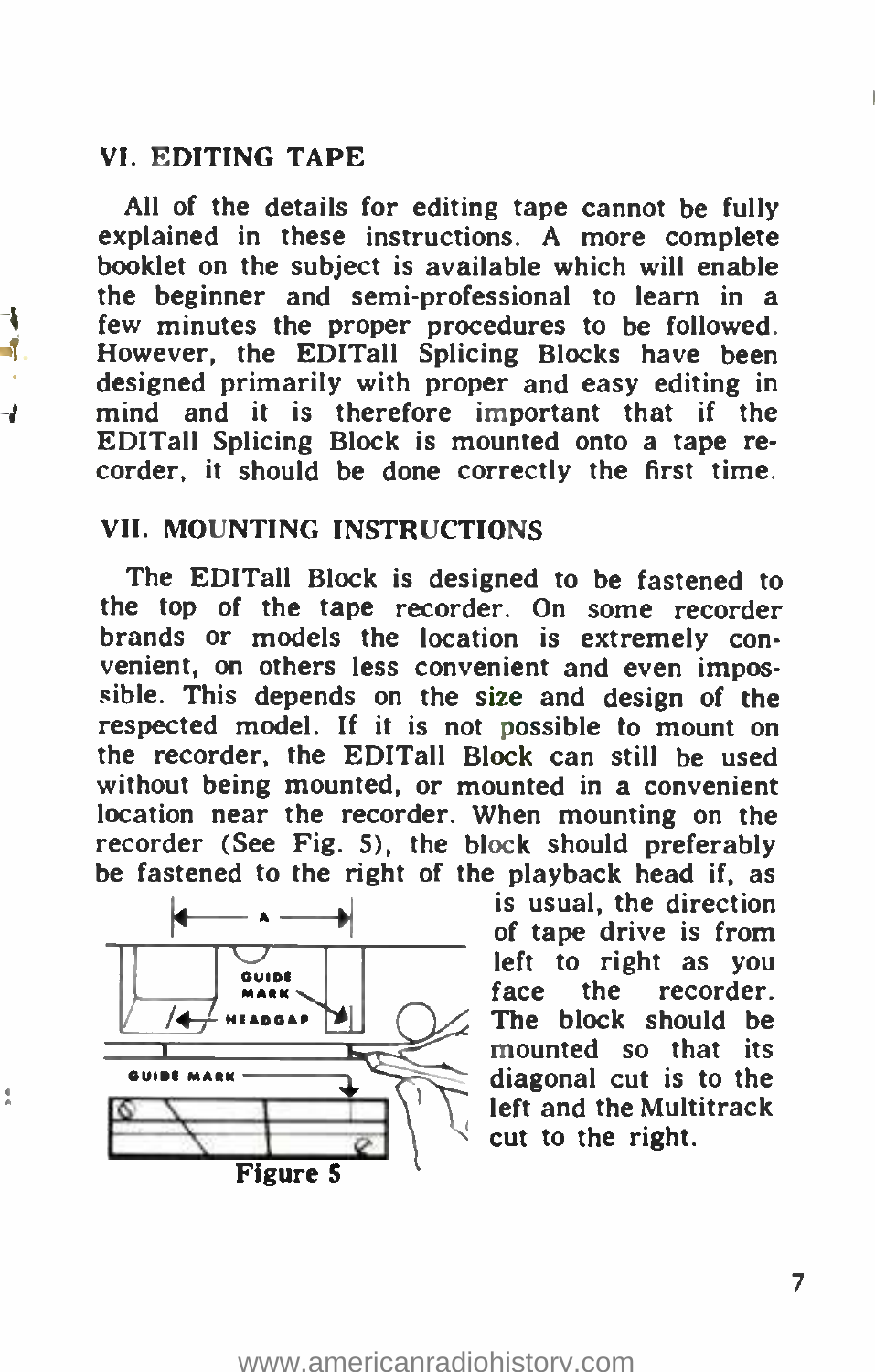## VI. EDITING TAPE

All of the details for editing tape cannot be fully explained in these instructions. A more complete booklet on the subject is available which will enable the beginner and semi-professional to learn in a few minutes the proper procedures to be followed. However, the EDITall Splicing Blocks have been designed primarily with proper and easy editing in mind and it is therefore important that if the EDITall Splicing Block is mounted onto a tape recorder, it should be done correctly the first time.

## VII. MOUNTING INSTRUCTIONS

The EDITall Block is designed to be fastened to the top of the tape recorder. On some recorder brands or models the location is extremely convenient, on others less convenient and even impossible. This depends on the size and design of the respected model. If it is not possible to mount on the recorder, the EDITall Block can still be used without being mounted, or mounted in a convenient location near the recorder. When mounting on the recorder (See Fig. 5), the block should preferably be fastened to the right of the playback head if, as is usual, the direction of tape drive is from left to right as you face the recorder. The block should be mounted so that its diagonal cut is to the left and the Multitrack cut to the right.

A — GUIDE MARK — HEADGAP — GUIDE MARK

Figure 5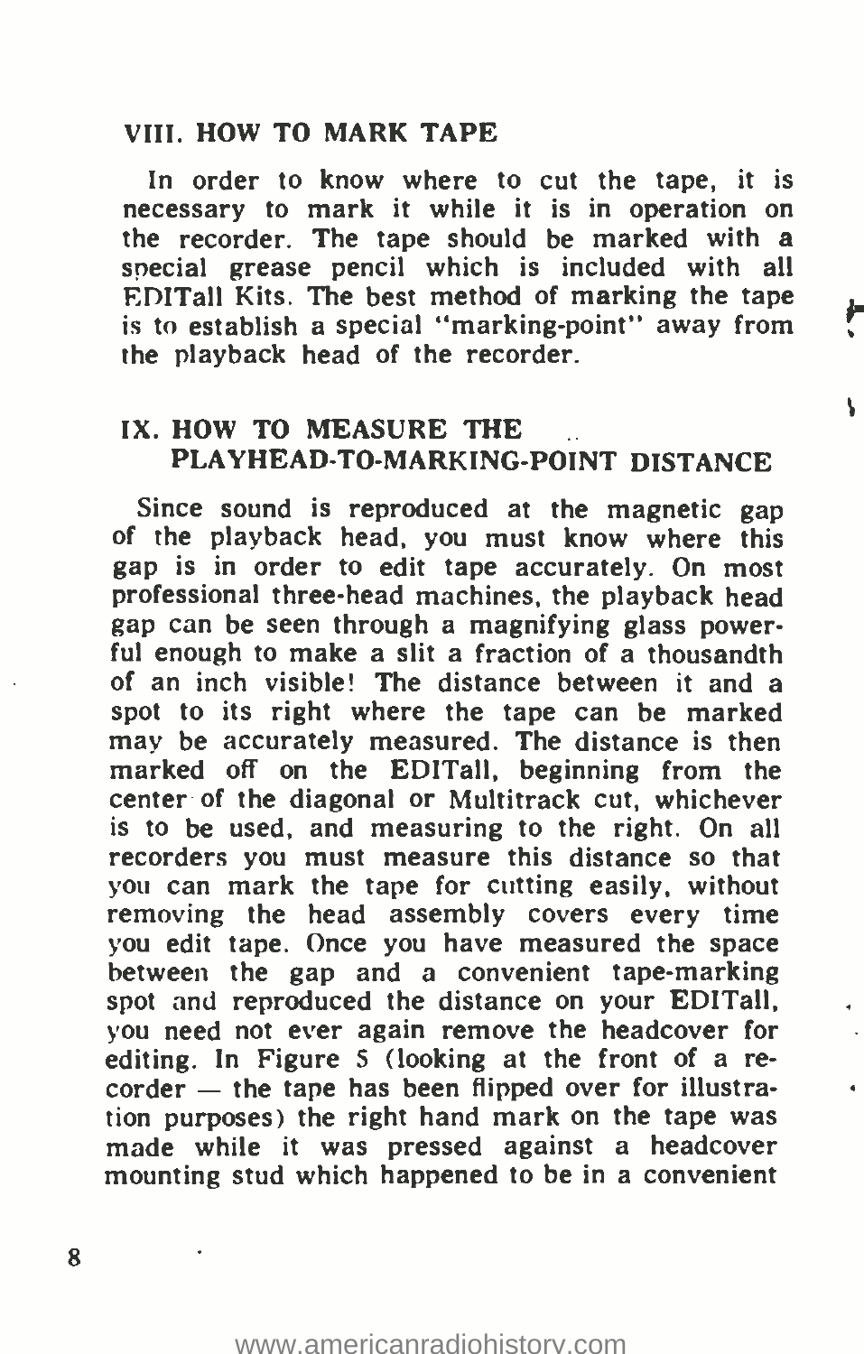## VIII. HOW TO MARK TAPE

In order to know where to cut the tape, it is necessary to mark it while it is in operation on the recorder. The tape should be marked with a special grease pencil which is included with all EDITall Kits. The best method of marking the tape is to establish a special "marking-point" away from the playback head of the recorder.

## IX. HOW TO MEASURE THE PLAYHEAD-TO-MARKING-POINT DISTANCE

Since sound is reproduced at the magnetic gap of the playback head, you must know where this gap is in order to edit tape accurately. On most professional three-head machines, the playback head gap can be seen through a magnifying glass powerful enough to make a slit a fraction of a thousandth of an inch visible! The distance between it and a spot to its right where the tape can be marked may be accurately measured. The distance is then marked off on the EDITall, beginning from the center of the diagonal or Multitrack cut, whichever is to be used, and measuring to the right. On all recorders you must measure this distance so that you can mark the tape for cutting easily, without removing the head assembly covers every time you edit tape. Once you have measured the space between the gap and a convenient tape-marking spot and reproduced the distance on your EDITall, you need not ever again remove the headcover for editing. In Figure 5 (looking at the front of a recorder — the tape has been flipped over for illustration purposes) the right hand mark on the tape was made while it was pressed against a headcover mounting stud which happened to be in a convenient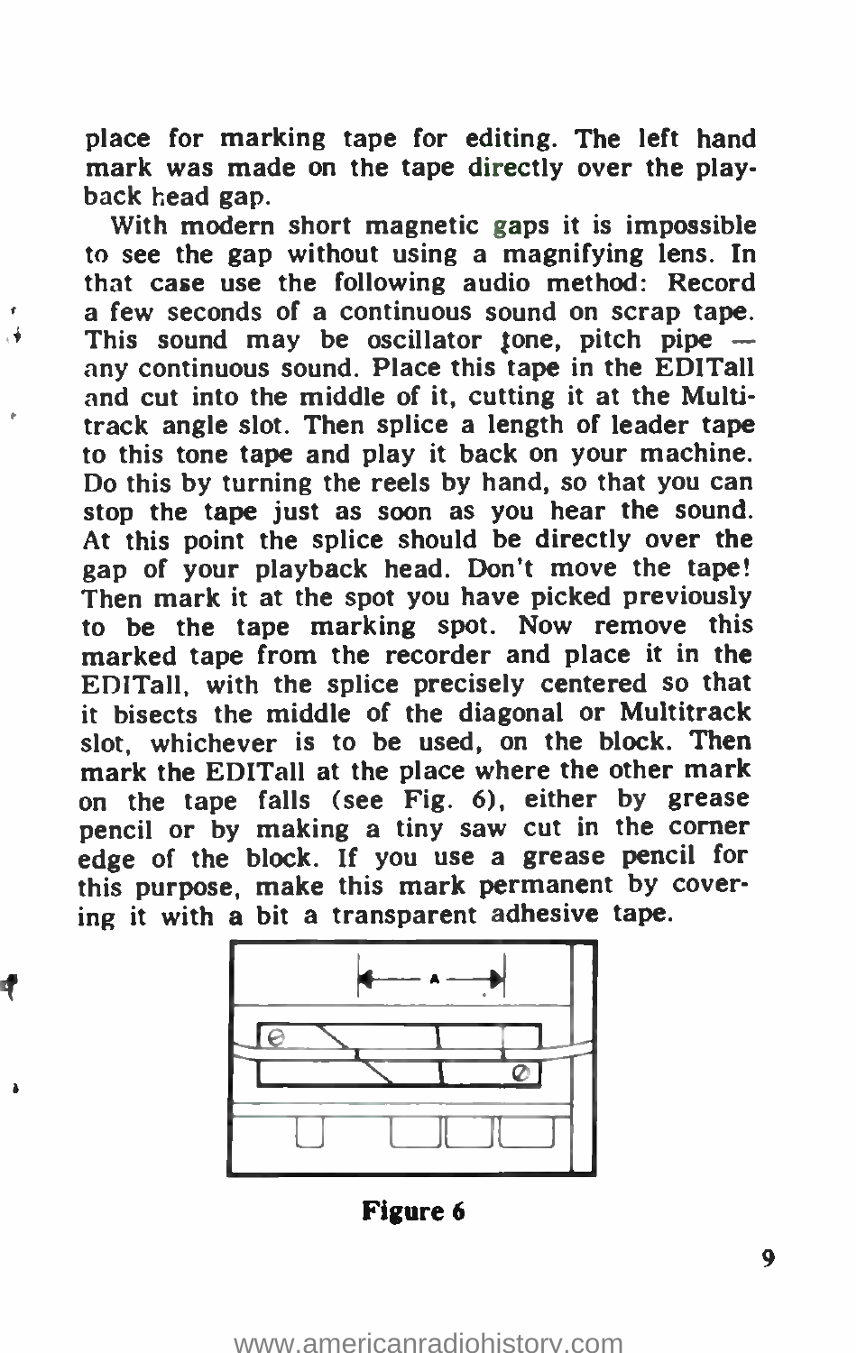place for marking tape for editing. The left hand mark was made on the tape directly over the playback head gap.

With modern short magnetic gaps it is impossible to see the gap without using a magnifying lens. In that case use the following audio method: Record a few seconds of a continuous sound on scrap tape. This sound may be oscillator tone, pitch pipe — any continuous sound. Place this tape in the EDITall and cut into the middle of it, cutting it at the Multitrack angle slot. Then splice a length of leader tape to this tone tape and play it back on your machine. Do this by turning the reels by hand, so that you can stop the tape just as soon as you hear the sound. At this point the splice should be directly over the gap of your playback head. Don't move the tape! Then mark it at the spot you have picked previously to be the tape marking spot. Now remove this marked tape from the recorder and place it in the EDITall, with the splice precisely centered so that it bisects the middle of the diagonal or Multitrack slot, whichever is to be used, on the block. Then mark the EDITall at the place where the other mark on the tape falls (see Fig. 6), either by grease pencil or by making a tiny saw cut in the corner edge of the block. If you use a grease pencil for this purpose, make this mark permanent by covering it with a bit a transparent adhesive tape.

**Figure 6**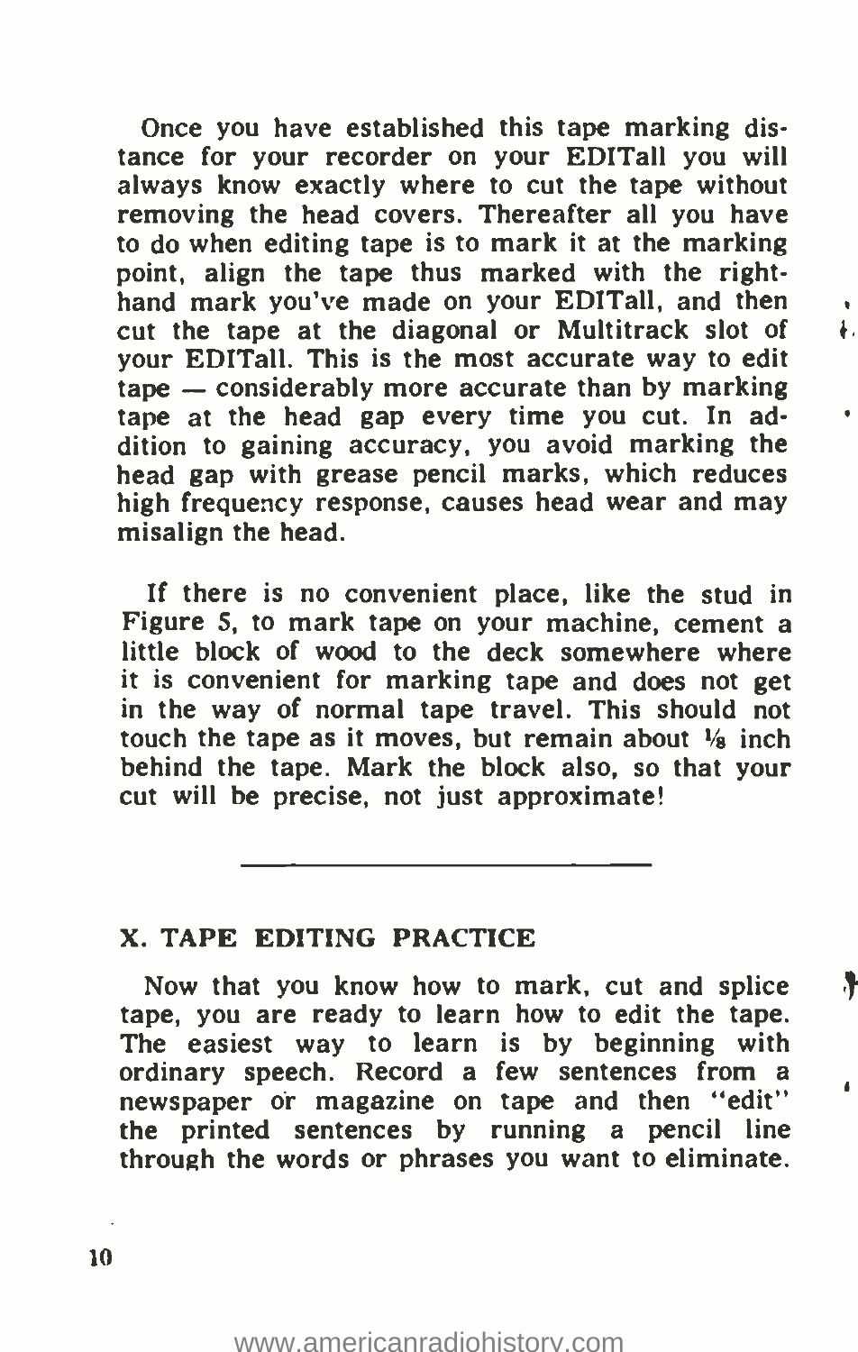Once you have established this tape marking distance for your recorder on your EDITall you will always know exactly where to cut the tape without removing the head covers. Thereafter all you have to do when editing tape is to mark it at the marking point, align the tape thus marked with the right-hand mark you've made on your EDITall, and then cut the tape at the diagonal or Multitrack slot of your EDITall. This is the most accurate way to edit tape — considerably more accurate than by marking tape at the head gap every time you cut. In addition to gaining accuracy, you avoid marking the head gap with grease pencil marks, which reduces high frequency response, causes head wear and may misalign the head.

If there is no convenient place, like the stud in Figure 5, to mark tape on your machine, cement a little block of wood to the deck somewhere where it is convenient for marking tape and does not get in the way of normal tape travel. This should not touch the tape as it moves, but remain about ⅛ inch behind the tape. Mark the block also, so that your cut will be precise, not just approximate!

---

## X. TAPE EDITING PRACTICE

Now that you know how to mark, cut and splice tape, you are ready to learn how to edit the tape. The easiest way to learn is by beginning with ordinary speech. Record a few sentences from a newspaper or magazine on tape and then "edit" the printed sentences by running a pencil line through the words or phrases you want to eliminate.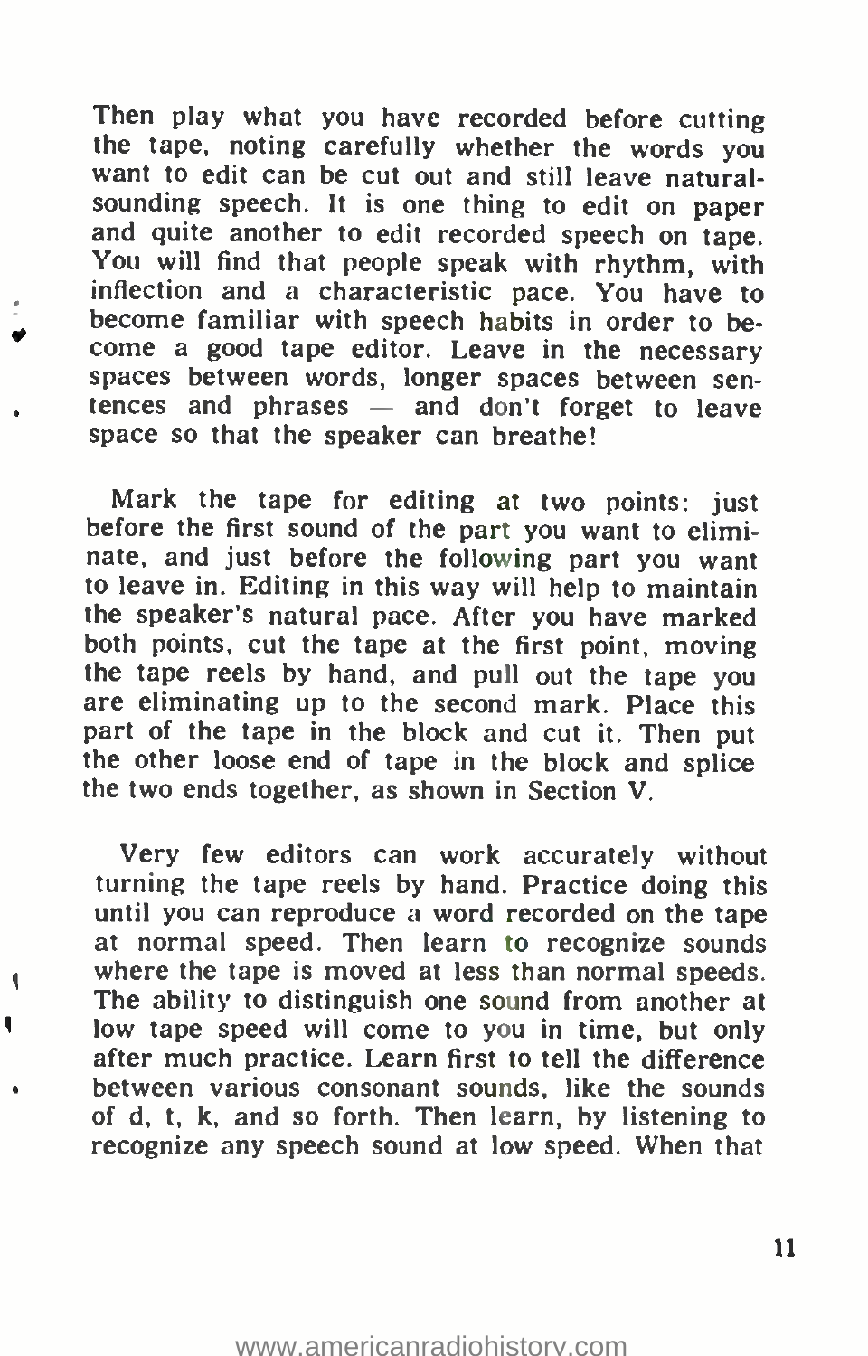Then play what you have recorded before cutting the tape, noting carefully whether the words you want to edit can be cut out and still leave natural-sounding speech. It is one thing to edit on paper and quite another to edit recorded speech on tape. You will find that people speak with rhythm, with inflection and a characteristic pace. You have to become familiar with speech habits in order to become a good tape editor. Leave in the necessary spaces between words, longer spaces between sentences and phrases — and don't forget to leave space so that the speaker can breathe!

Mark the tape for editing at two points: just before the first sound of the part you want to eliminate, and just before the following part you want to leave in. Editing in this way will help to maintain the speaker's natural pace. After you have marked both points, cut the tape at the first point, moving the tape reels by hand, and pull out the tape you are eliminating up to the second mark. Place this part of the tape in the block and cut it. Then put the other loose end of tape in the block and splice the two ends together, as shown in Section V.

Very few editors can work accurately without turning the tape reels by hand. Practice doing this until you can reproduce a word recorded on the tape at normal speed. Then learn to recognize sounds where the tape is moved at less than normal speeds. The ability to distinguish one sound from another at low tape speed will come to you in time, but only after much practice. Learn first to tell the difference between various consonant sounds, like the sounds of d, t, k, and so forth. Then learn, by listening to recognize any speech sound at low speed. When that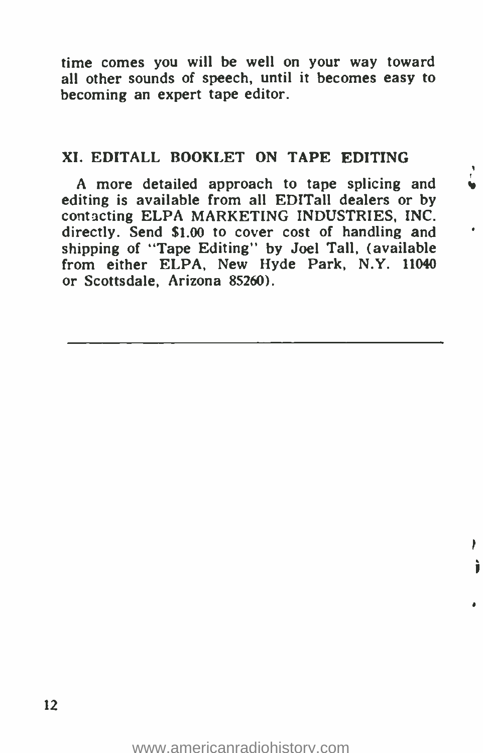time comes you will be well on your way toward all other sounds of speech, until it becomes easy to becoming an expert tape editor.

## XI. EDITALL BOOKLET ON TAPE EDITING

A more detailed approach to tape splicing and editing is available from all EDITall dealers or by contacting ELPA MARKETING INDUSTRIES, INC. directly. Send $1.00 to cover cost of handling and shipping of "Tape Editing" by Joel Tall, (available from either ELPA, New Hyde Park, N.Y. 11040 or Scottsdale, Arizona 85260).

---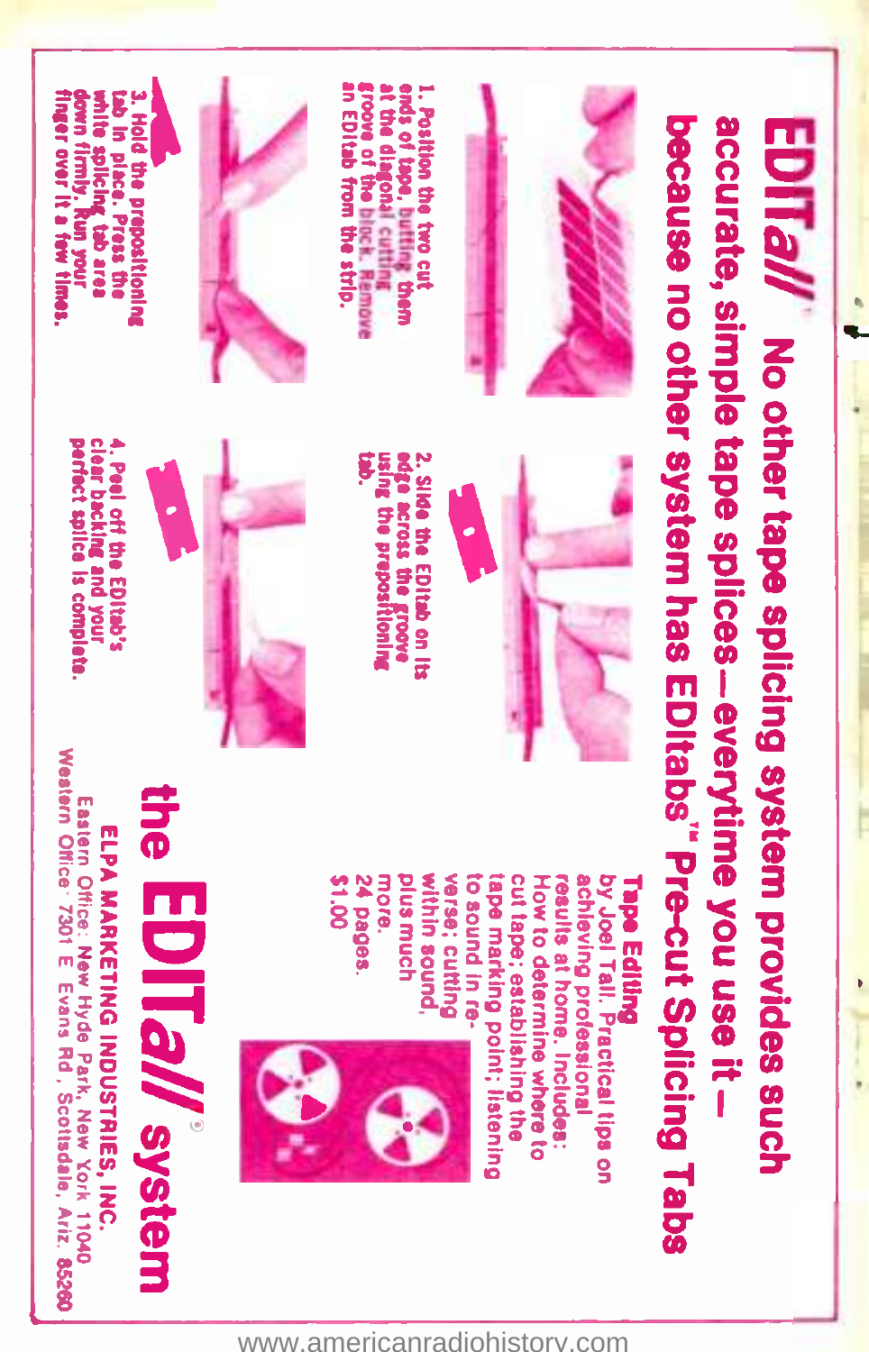# EDITall® No other tape splicing system provides such accurate, simple tape splices—everytime you use it—because no other system has EDItabs™ Pre-cut Splicing Tabs

1. Position the two cut ends of tape, butting them at the diagonal cutting groove of the block. Remove an EDItab from the strip.

2. Slide the EDItab on its edge across the groove using the prepositioning tab.

3. Hold the prepositioning tab in place. Press the white splicing tab area down firmly. Run your finger over it a few times.

4. Peel off the EDItab's clear backing and your perfect splice is complete.

**Tape Editing**
by Joel Tall. Practical tips on achieving professional results at home. Includes: How to determine where to cut tape; establishing the tape marking point; listening to sound in reverse; cutting within sound, plus much more.
24 pages.
$1.00

## the EDITall® system

**ELPA MARKETING INDUSTRIES, INC.**
Eastern Office: New Hyde Park, New York 11040
Western Office: 7301 E. Evans Rd., Scottsdale, Ariz. 85260